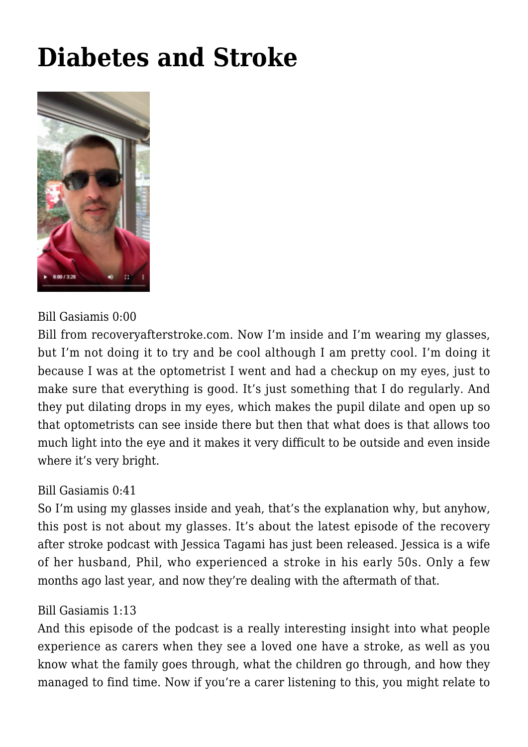# Diabetes and Stroke

Bill Gasiamis 0:00
Bill from recoveryafterstroke.com. Now I'm inside and I'm wearing my glasses, but I'm not doing it to try and be cool although I am pretty cool. I'm doing it because I was at the optometrist I went and had a checkup on my eyes, just to make sure that everything is good. It's just something that I do regularly. And they put dilating drops in my eyes, which makes the pupil dilate and open up so that optometrists can see inside there but then that what does is that allows too much light into the eye and it makes it very difficult to be outside and even inside where it's very bright.

Bill Gasiamis 0:41
So I'm using my glasses inside and yeah, that's the explanation why, but anyhow, this post is not about my glasses. It's about the latest episode of the recovery after stroke podcast with Jessica Tagami has just been released. Jessica is a wife of her husband, Phil, who experienced a stroke in his early 50s. Only a few months ago last year, and now they're dealing with the aftermath of that.

Bill Gasiamis 1:13
And this episode of the podcast is a really interesting insight into what people experience as carers when they see a loved one have a stroke, as well as you know what the family goes through, what the children go through, and how they managed to find time. Now if you're a carer listening to this, you might relate to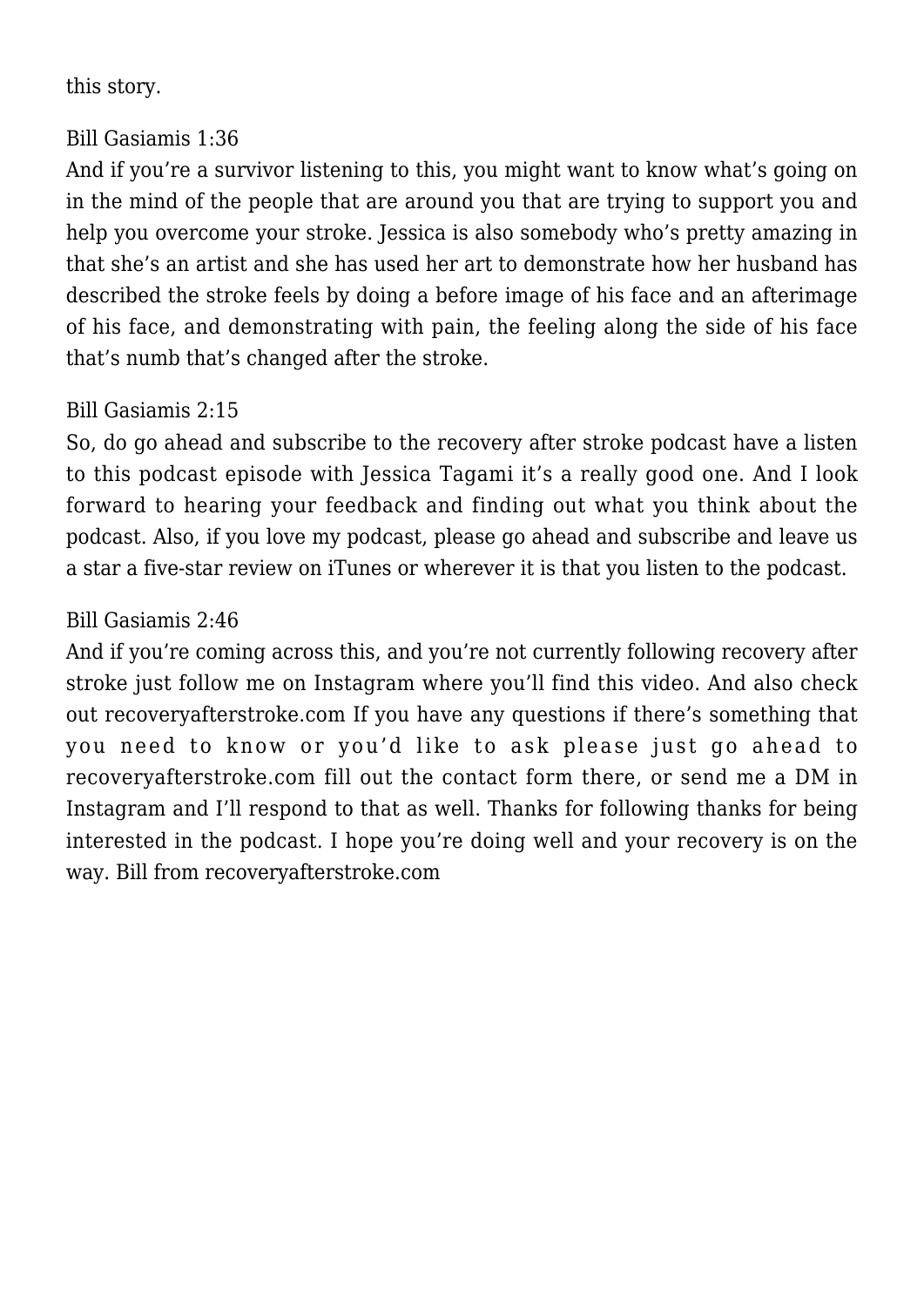this story.

Bill Gasiamis 1:36

And if you're a survivor listening to this, you might want to know what's going on in the mind of the people that are around you that are trying to support you and help you overcome your stroke. Jessica is also somebody who's pretty amazing in that she's an artist and she has used her art to demonstrate how her husband has described the stroke feels by doing a before image of his face and an afterimage of his face, and demonstrating with pain, the feeling along the side of his face that's numb that's changed after the stroke.

Bill Gasiamis 2:15

So, do go ahead and subscribe to the recovery after stroke podcast have a listen to this podcast episode with Jessica Tagami it's a really good one. And I look forward to hearing your feedback and finding out what you think about the podcast. Also, if you love my podcast, please go ahead and subscribe and leave us a star a five-star review on iTunes or wherever it is that you listen to the podcast.

Bill Gasiamis 2:46

And if you're coming across this, and you're not currently following recovery after stroke just follow me on Instagram where you'll find this video. And also check out recoveryafterstroke.com If you have any questions if there's something that you need to know or you'd like to ask please just go ahead to recoveryafterstroke.com fill out the contact form there, or send me a DM in Instagram and I'll respond to that as well. Thanks for following thanks for being interested in the podcast. I hope you're doing well and your recovery is on the way. Bill from recoveryafterstroke.com